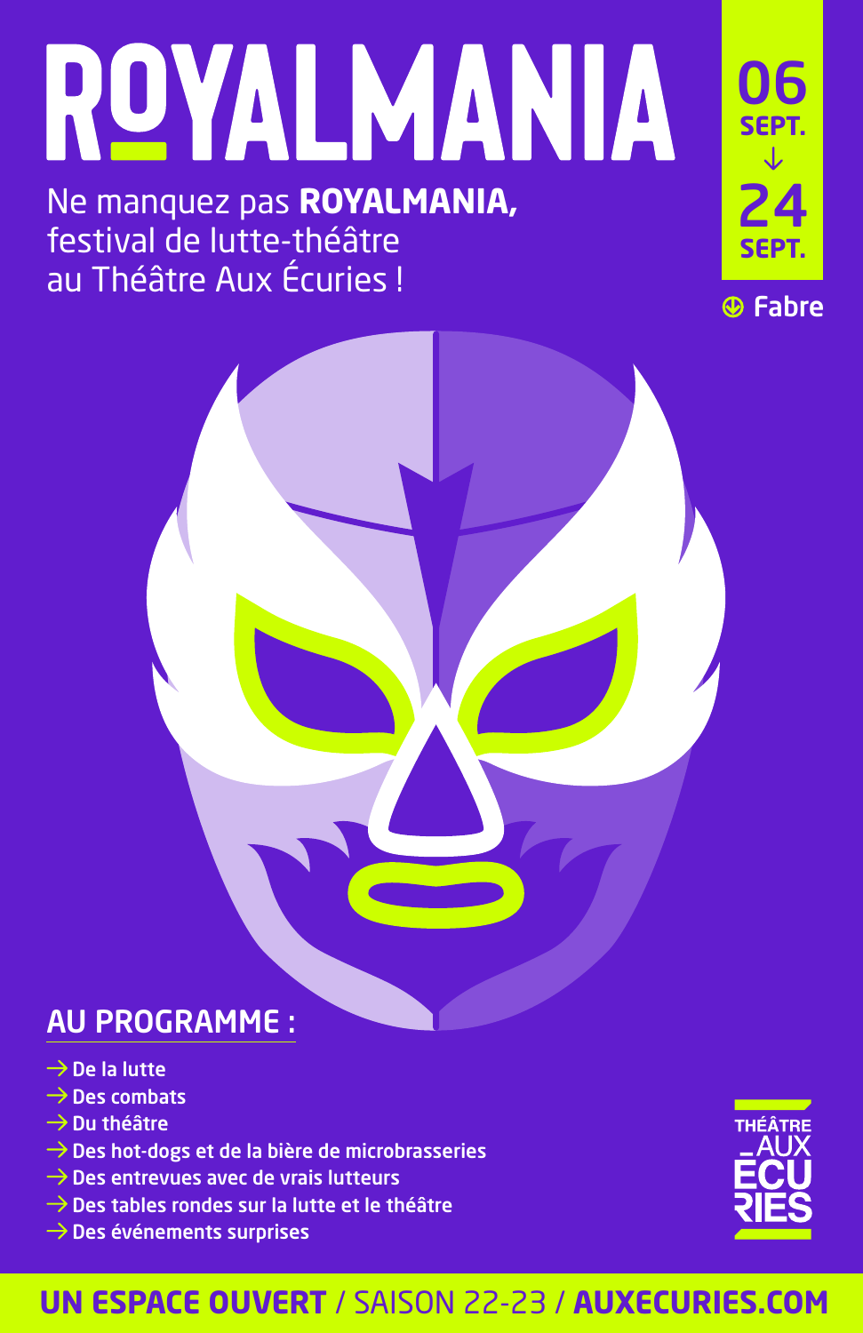# ROYALMANIA

Ne manquez pas **ROYALMANIA,** festival de lutte-théâtre au Théâtre Aux Écuries !

**06 SEPT. → 24 SEPT.**

**Fabre**

## AU PROGRAMME :

- De la lutte
- Des combats
- Du théâtre
- Des hot-dogs et de la bière de microbrasseries
- Des entrevues avec de vrais lutteurs
- Des tables rondes sur la lutte et le théâtre
- Des événements surprises

THÉÂTRE AUX ÉCURIES

**UN ESPACE OUVERT** / SAISON 22-23 / **AUXECURIES.COM**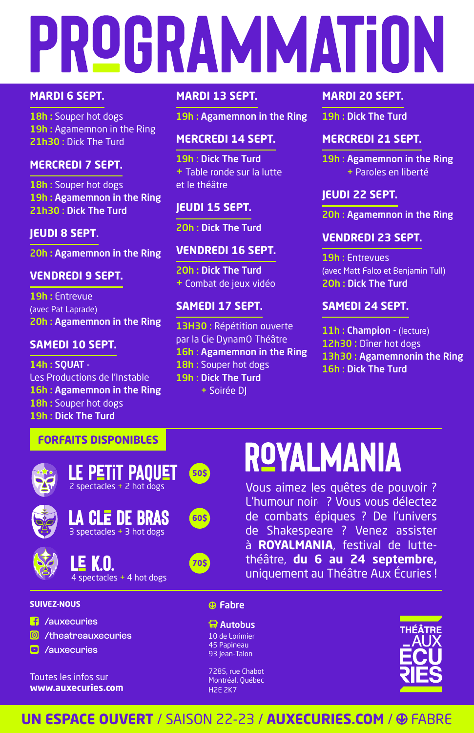# PROGRAMMATION

### MARDI 6 SEPT.

18h : Souper hot dogs
19h : Agamemnon in the Ring
21h30 : Dick The Turd

### MERCREDI 7 SEPT.

18h : Souper hot dogs
19h : **Agamemnon in the Ring**
21h30 : **Dick The Turd**

### JEUDI 8 SEPT.

20h : **Agamemnon in the Ring**

### VENDREDI 9 SEPT.

19h : Entrevue
(avec Pat Laprade)
20h : **Agamemnon in the Ring**

### SAMEDI 10 SEPT.

14h : **SQUAT -**
Les Productions de l'Instable
16h : **Agamemnon in the Ring**
18h : Souper hot dogs
19h : **Dick The Turd**

### MARDI 13 SEPT.

19h : **Agamemnon in the Ring**

### MERCREDI 14 SEPT.

19h : **Dick The Turd**
+ Table ronde sur la lutte et le théâtre

### JEUDI 15 SEPT.

20h : **Dick The Turd**

### VENDREDI 16 SEPT.

20h : **Dick The Turd**
+ Combat de jeux vidéo

### SAMEDI 17 SEPT.

13H30 : Répétition ouverte par la Cie DynamO Théâtre
16h : **Agamemnon in the Ring**
18h : Souper hot dogs
19h : **Dick The Turd**
+ Soirée DJ

### MARDI 20 SEPT.

19h : **Dick The Turd**

### MERCREDI 21 SEPT.

19h : **Agamemnon in the Ring**
+ Paroles en liberté

### JEUDI 22 SEPT.

20h : **Agamemnon in the Ring**

### VENDREDI 23 SEPT.

19h : Entrevues
(avec Matt Falco et Benjamin Tull)
20h : **Dick The Turd**

### SAMEDI 24 SEPT.

11h : **Champion -** (lecture)
12h30 : Dîner hot dogs
13h30 : **Agamemnonin the Ring**
16h : **Dick The Turd**

## FORFAITS DISPONIBLES

**LE PETIT PAQUET** — 50$
2 spectacles + 2 hot dogs

**LA CLÉ DE BRAS** — 60$
3 spectacles + 3 hot dogs

**LE K.O.** — 70$
4 spectacles + 4 hot dogs

## ROYALMANIA

Vous aimez les quêtes de pouvoir ? L'humour noir ? Vous vous délectez de combats épiques ? De l'univers de Shakespeare ? Venez assister à **ROYALMANIA**, festival de lutte-théâtre, **du 6 au 24 septembre,** uniquement au Théâtre Aux Écuries !

**SUIVEZ-NOUS**

/auxecuries
/theatreauxecuries
/auxecuries

Toutes les infos sur
**www.auxecuries.com**

**Fabre**

**Autobus**
10 de Lorimier
45 Papineau
93 Jean-Talon

7285, rue Chabot
Montréal, Québec
H2E 2K7

THÉÂTRE AUX ÉCURIES

**UN ESPACE OUVERT** / SAISON 22-23 / **AUXECURIES.COM** / FABRE